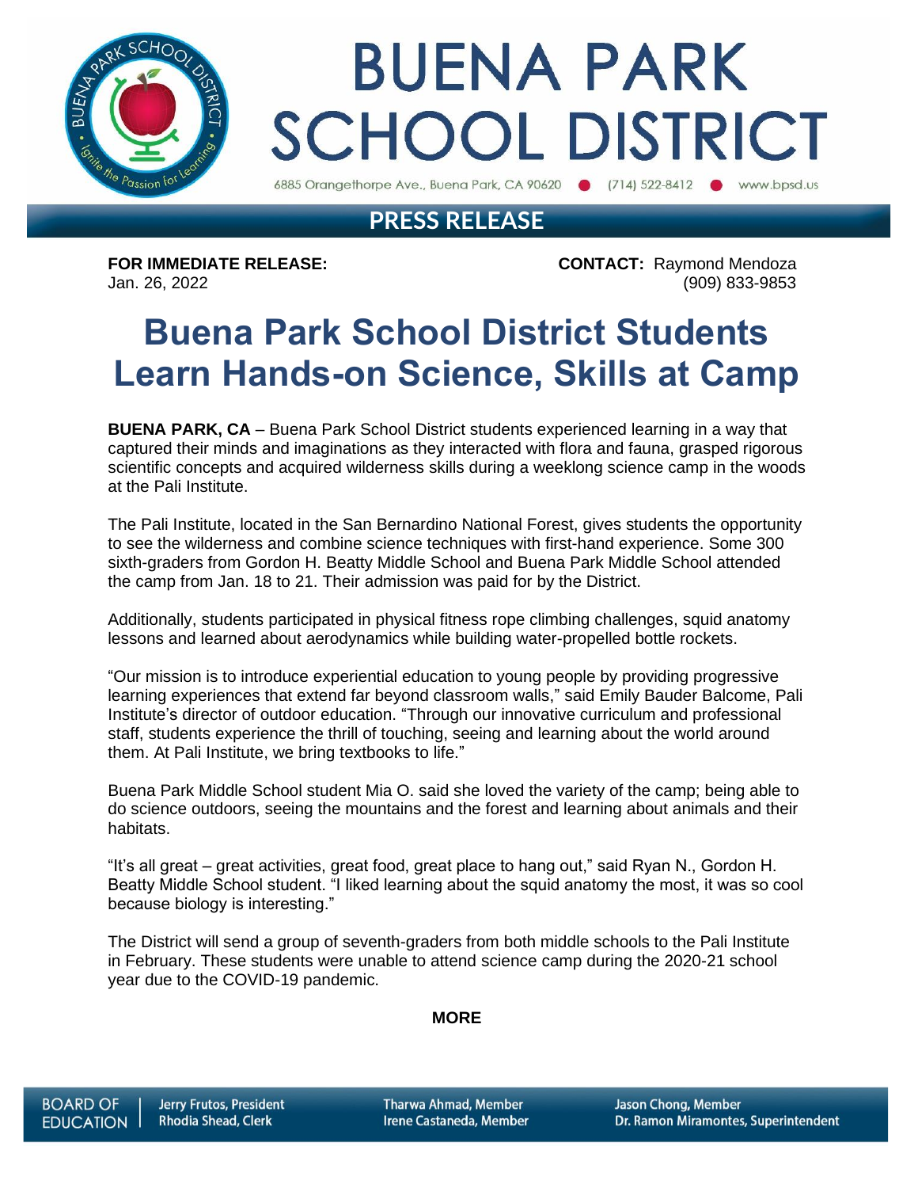# BUENA PARK SCHOOL DISTRICT

6885 Orangethorpe Ave., Buena Park, CA 90620 ● (714) 522-8412 ● www.bpsd.us

## PRESS RELEASE

**FOR IMMEDIATE RELEASE:**
Jan. 26, 2022

**CONTACT:** Raymond Mendoza
(909) 833-9853

# Buena Park School District Students Learn Hands-on Science, Skills at Camp

**BUENA PARK, CA** – Buena Park School District students experienced learning in a way that captured their minds and imaginations as they interacted with flora and fauna, grasped rigorous scientific concepts and acquired wilderness skills during a weeklong science camp in the woods at the Pali Institute.

The Pali Institute, located in the San Bernardino National Forest, gives students the opportunity to see the wilderness and combine science techniques with first-hand experience. Some 300 sixth-graders from Gordon H. Beatty Middle School and Buena Park Middle School attended the camp from Jan. 18 to 21. Their admission was paid for by the District.

Additionally, students participated in physical fitness rope climbing challenges, squid anatomy lessons and learned about aerodynamics while building water-propelled bottle rockets.

"Our mission is to introduce experiential education to young people by providing progressive learning experiences that extend far beyond classroom walls," said Emily Bauder Balcome, Pali Institute's director of outdoor education. "Through our innovative curriculum and professional staff, students experience the thrill of touching, seeing and learning about the world around them. At Pali Institute, we bring textbooks to life."

Buena Park Middle School student Mia O. said she loved the variety of the camp; being able to do science outdoors, seeing the mountains and the forest and learning about animals and their habitats.

"It's all great – great activities, great food, great place to hang out," said Ryan N., Gordon H. Beatty Middle School student. "I liked learning about the squid anatomy the most, it was so cool because biology is interesting."

The District will send a group of seventh-graders from both middle schools to the Pali Institute in February. These students were unable to attend science camp during the 2020-21 school year due to the COVID-19 pandemic.

**MORE**

BOARD OF EDUCATION | Jerry Frutos, President | Rhodia Shead, Clerk | Tharwa Ahmad, Member | Irene Castaneda, Member | Jason Chong, Member | Dr. Ramon Miramontes, Superintendent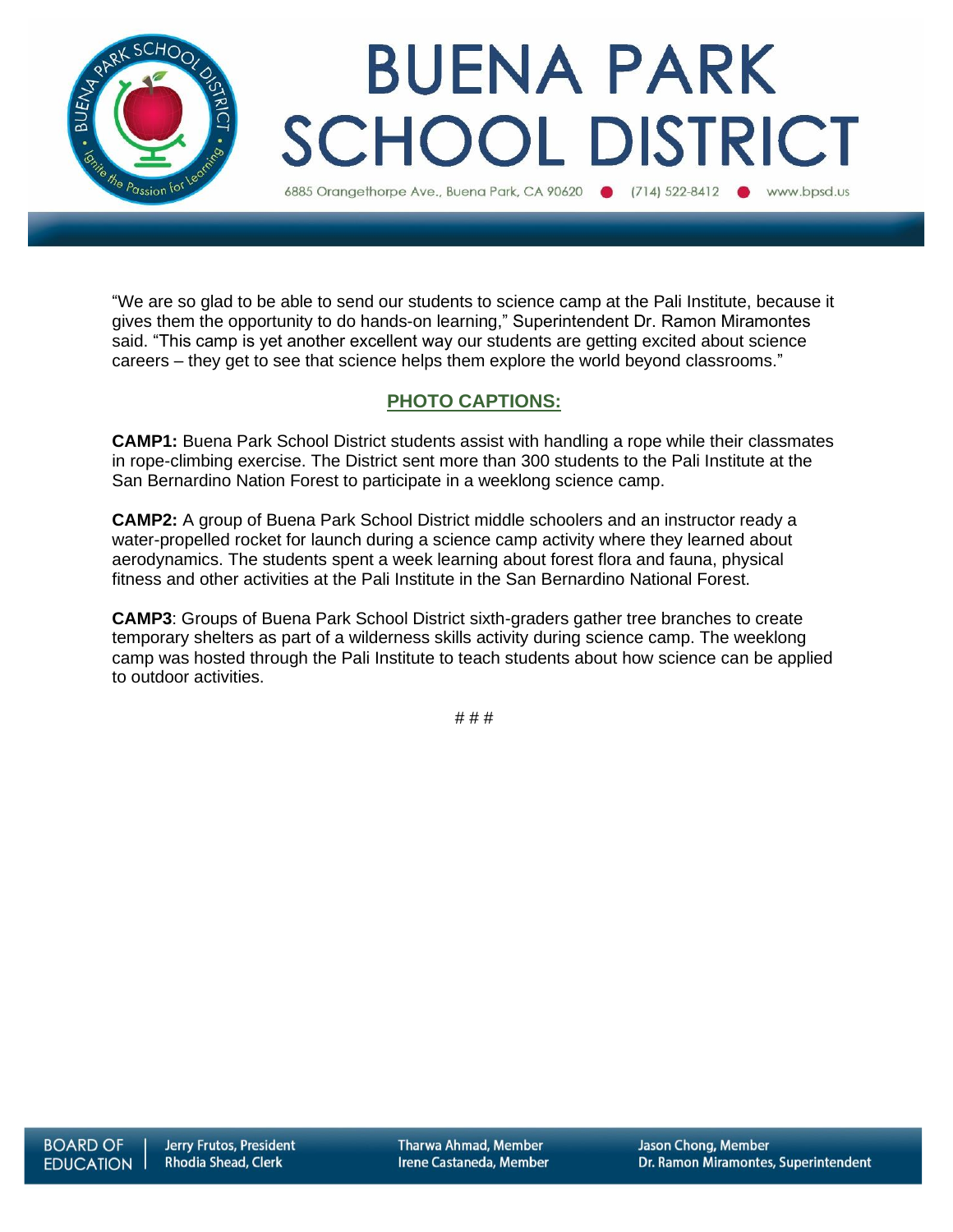"We are so glad to be able to send our students to science camp at the Pali Institute, because it gives them the opportunity to do hands-on learning," Superintendent Dr. Ramon Miramontes said. "This camp is yet another excellent way our students are getting excited about science careers – they get to see that science helps them explore the world beyond classrooms."

## PHOTO CAPTIONS:

**CAMP1:** Buena Park School District students assist with handling a rope while their classmates in rope-climbing exercise. The District sent more than 300 students to the Pali Institute at the San Bernardino Nation Forest to participate in a weeklong science camp.

**CAMP2:** A group of Buena Park School District middle schoolers and an instructor ready a water-propelled rocket for launch during a science camp activity where they learned about aerodynamics. The students spent a week learning about forest flora and fauna, physical fitness and other activities at the Pali Institute in the San Bernardino National Forest.

**CAMP3**: Groups of Buena Park School District sixth-graders gather tree branches to create temporary shelters as part of a wilderness skills activity during science camp. The weeklong camp was hosted through the Pali Institute to teach students about how science can be applied to outdoor activities.

# # #